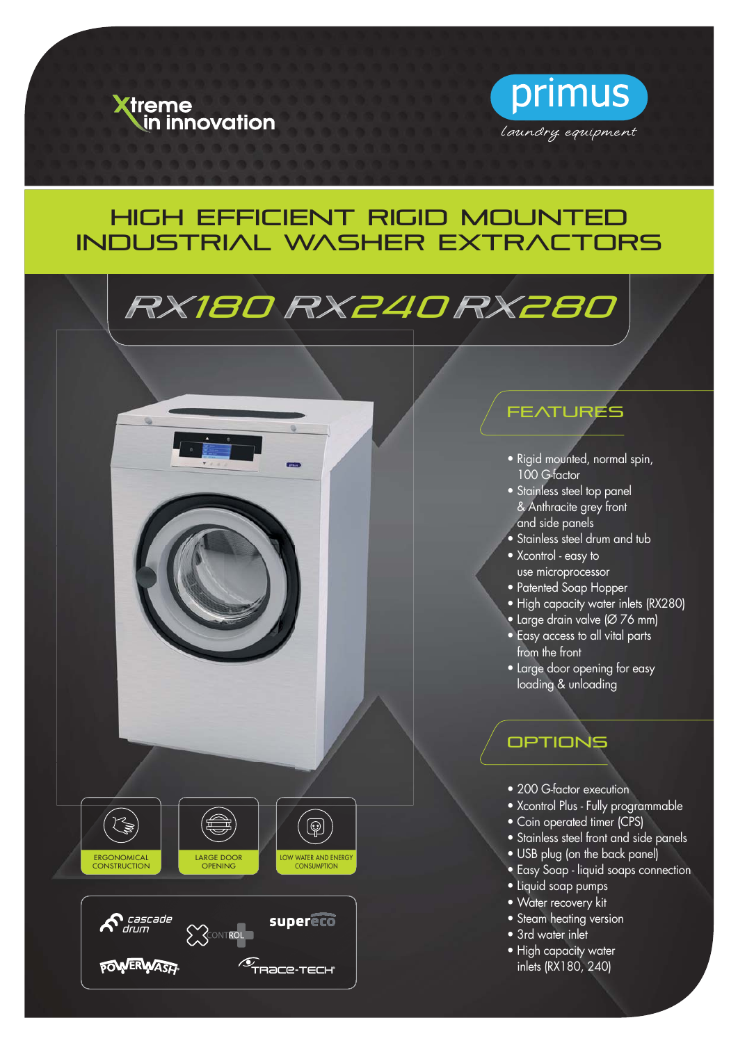Xtreme in innovation

primus
*laundry equipment*

# HIGH EFFICIENT RIGID MOUNTED INDUSTRIAL WASHER EXTRACTORS

## RX180 RX240 RX280

## FEATURES

- Rigid mounted, normal spin, 100 G-factor
- Stainless steel top panel & Anthracite grey front and side panels
- Stainless steel drum and tub
- Xcontrol - easy to use microprocessor
- Patented Soap Hopper
- High capacity water inlets (RX280)
- Large drain valve (Ø 76 mm)
- Easy access to all vital parts from the front
- Large door opening for easy loading & unloading

## OPTIONS

- 200 G-factor execution
- Xcontrol Plus - Fully programmable
- Coin operated timer (CPS)
- Stainless steel front and side panels
- USB plug (on the back panel)
- Easy Soap - liquid soaps connection
- Liquid soap pumps
- Water recovery kit
- Steam heating version
- 3rd water inlet
- High capacity water inlets (RX180, 240)

ERGONOMICAL CONSTRUCTION

LARGE DOOR OPENING

LOW WATER AND ENERGY CONSUMPTION

cascade drum

XCONTROL

supereco

POWERWASH

TRACE-TECH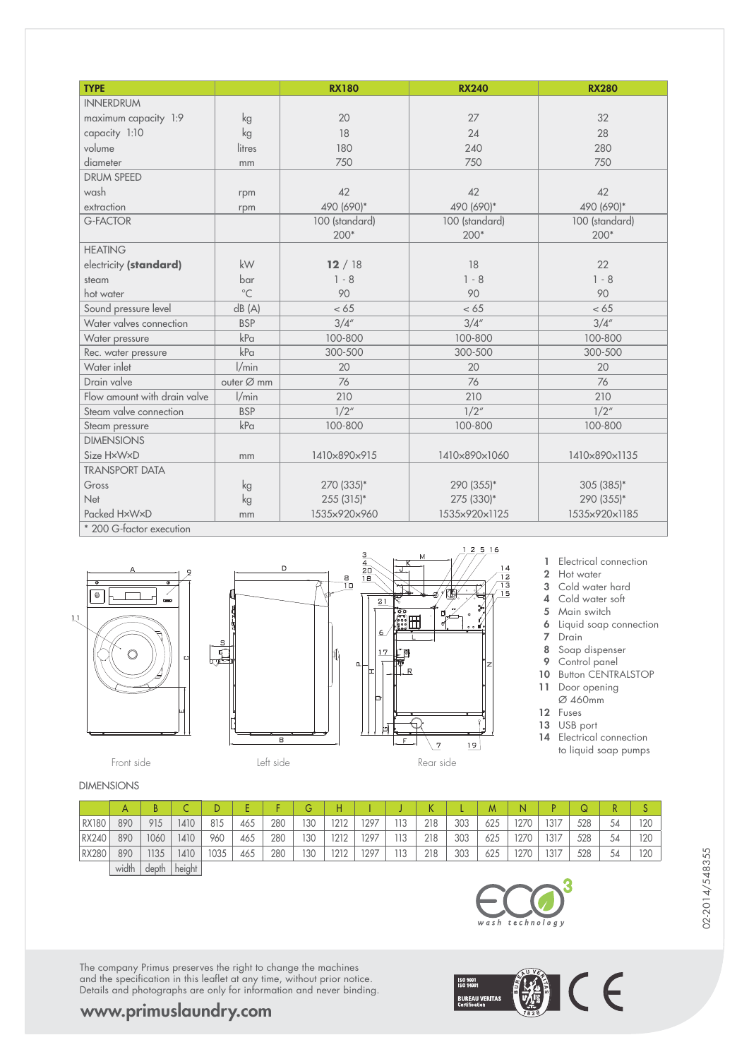| TYPE | | RX180 | RX240 | RX280 |
|---|---|---|---|---|
| INNERDRUM | | | | |
| maximum capacity 1:9 | kg | 20 | 27 | 32 |
| capacity 1:10 | kg | 18 | 24 | 28 |
| volume | litres | 180 | 240 | 280 |
| diameter | mm | 750 | 750 | 750 |
| DRUM SPEED | | | | |
| wash | rpm | 42 | 42 | 42 |
| extraction | rpm | 490 (690)* | 490 (690)* | 490 (690)* |
| G-FACTOR | | 100 (standard) 200* | 100 (standard) 200* | 100 (standard) 200* |
| HEATING | | | | |
| electricity **(standard)** | kW | **12** / 18 | 18 | 22 |
| steam | bar | 1 - 8 | 1 - 8 | 1 - 8 |
| hot water | °C | 90 | 90 | 90 |
| Sound pressure level | dB (A) | < 65 | < 65 | < 65 |
| Water valves connection | BSP | 3/4" | 3/4" | 3/4" |
| Water pressure | kPa | 100-800 | 100-800 | 100-800 |
| Rec. water pressure | kPa | 300-500 | 300-500 | 300-500 |
| Water inlet | l/min | 20 | 20 | 20 |
| Drain valve | outer Ø mm | 76 | 76 | 76 |
| Flow amount with drain valve | l/min | 210 | 210 | 210 |
| Steam valve connection | BSP | 1/2" | 1/2" | 1/2" |
| Steam pressure | kPa | 100-800 | 100-800 | 100-800 |
| DIMENSIONS | | | | |
| Size H×W×D | mm | 1410×890×915 | 1410×890×1060 | 1410×890×1135 |
| TRANSPORT DATA | | | | |
| Gross | kg | 270 (335)* | 290 (355)* | 305 (385)* |
| Net | kg | 255 (315)* | 275 (330)* | 290 (355)* |
| Packed H×W×D | mm | 1535×920×960 | 1535×920×1125 | 1535×920×1185 |

\* 200 G-factor execution

Front side

Left side

Rear side

1. Electrical connection
2. Hot water
3. Cold water hard
4. Cold water soft
5. Main switch
6. Liquid soap connection
7. Drain
8. Soap dispenser
9. Control panel
10. Button CENTRALSTOP
11. Door opening Ø 460mm
12. Fuses
13. USB port
14. Electrical connection to liquid soap pumps

DIMENSIONS

| | A | B | C | D | E | F | G | H | I | J | K | L | M | N | P | Q | R | S |
|---|---|---|---|---|---|---|---|---|---|---|---|---|---|---|---|---|---|---|
| RX180 | 890 | 915 | 1410 | 815 | 465 | 280 | 130 | 1212 | 1297 | 113 | 218 | 303 | 625 | 1270 | 1317 | 528 | 54 | 120 |
| RX240 | 890 | 1060 | 1410 | 960 | 465 | 280 | 130 | 1212 | 1297 | 113 | 218 | 303 | 625 | 1270 | 1317 | 528 | 54 | 120 |
| RX280 | 890 | 1135 | 1410 | 1035 | 465 | 280 | 130 | 1212 | 1297 | 113 | 218 | 303 | 625 | 1270 | 1317 | 528 | 54 | 120 |
| | width | depth | height | | | | | | | | | | | | | | | |

ECO3 wash technology

02-2014/548355

The company Primus preserves the right to change the machines and the specification in this leaflet at any time, without prior notice. Details and photographs are only for information and never binding.

**www.primuslaundry.com**

ISO 9001 ISO 14001 BUREAU VERITAS Certification

CE